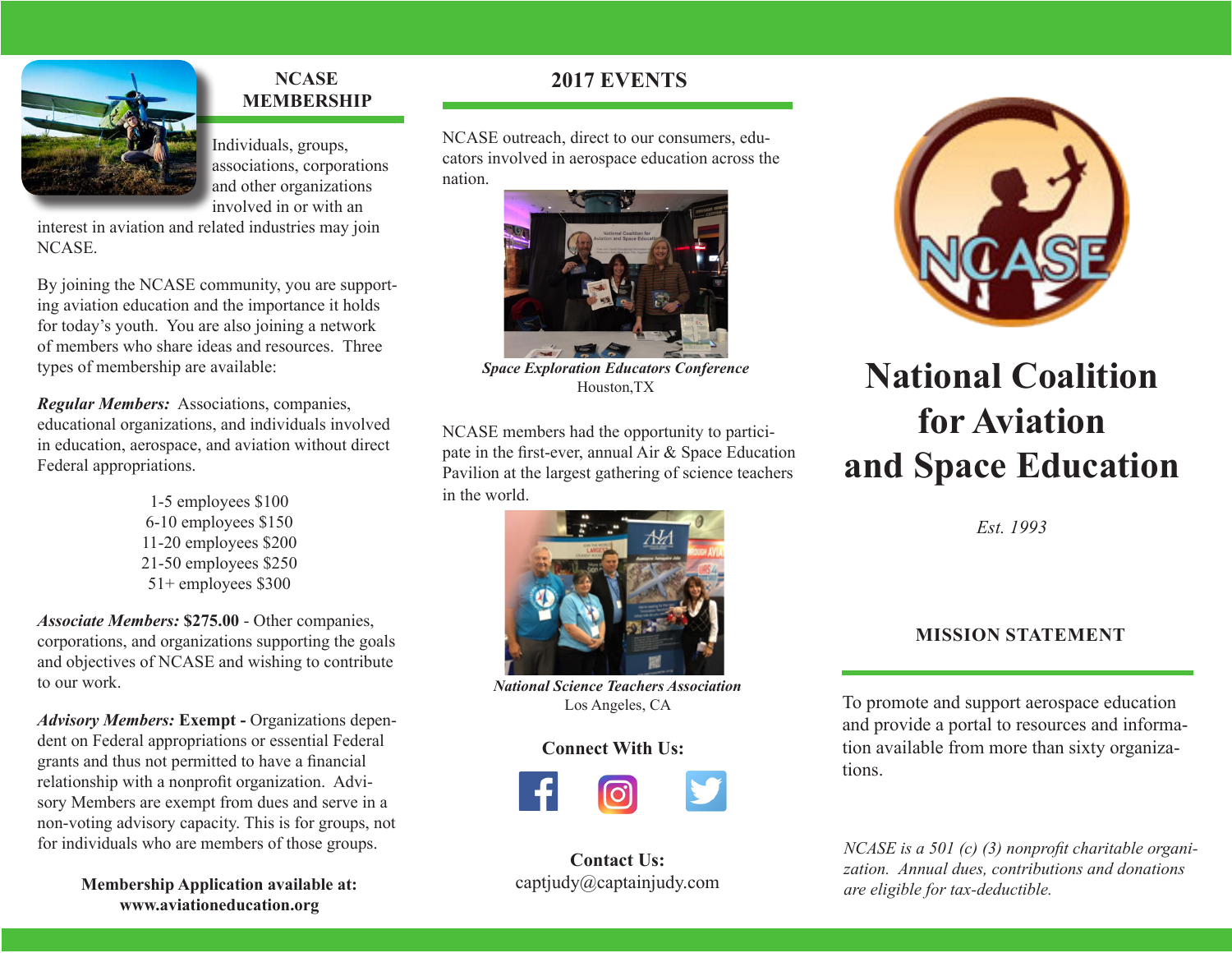## NCASE MEMBERSHIP

Individuals, groups, associations, corporations and other organizations involved in or with an interest in aviation and related industries may join NCASE.

By joining the NCASE community, you are supporting aviation education and the importance it holds for today's youth. You are also joining a network of members who share ideas and resources. Three types of membership are available:

***Regular Members:*** Associations, companies, educational organizations, and individuals involved in education, aerospace, and aviation without direct Federal appropriations.

1-5 employees $100
6-10 employees $150
11-20 employees $200
21-50 employees $250
51+ employees $300

***Associate Members:*** **$275.00** - Other companies, corporations, and organizations supporting the goals and objectives of NCASE and wishing to contribute to our work.

***Advisory Members:*** **Exempt -** Organizations dependent on Federal appropriations or essential Federal grants and thus not permitted to have a financial relationship with a nonprofit organization. Advisory Members are exempt from dues and serve in a non-voting advisory capacity. This is for groups, not for individuals who are members of those groups.

**Membership Application available at:**
**www.aviationeducation.org**

## 2017 EVENTS

NCASE outreach, direct to our consumers, educators involved in aerospace education across the nation.

***Space Exploration Educators Conference***
Houston,TX

NCASE members had the opportunity to participate in the first-ever, annual Air & Space Education Pavilion at the largest gathering of science teachers in the world.

***National Science Teachers Association***
Los Angeles, CA

**Connect With Us:**

**Contact Us:**
captjudy@captainjudy.com

# National Coalition for Aviation and Space Education

*Est. 1993*

## MISSION STATEMENT

To promote and support aerospace education and provide a portal to resources and information available from more than sixty organizations.

*NCASE is a 501 (c) (3) nonprofit charitable organization. Annual dues, contributions and donations are eligible for tax-deductible.*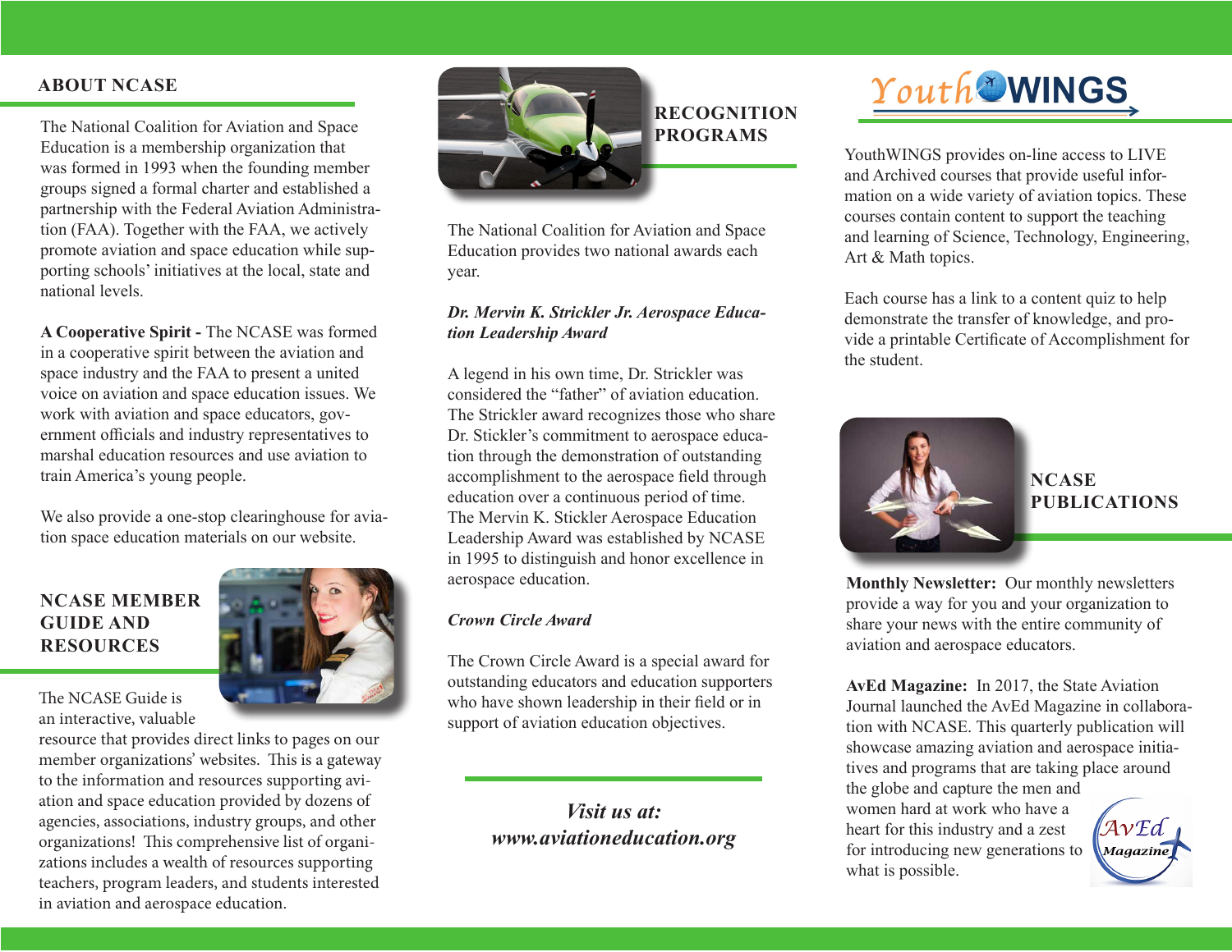## ABOUT NCASE

The National Coalition for Aviation and Space Education is a membership organization that was formed in 1993 when the founding member groups signed a formal charter and established a partnership with the Federal Aviation Administration (FAA). Together with the FAA, we actively promote aviation and space education while supporting schools' initiatives at the local, state and national levels.

**A Cooperative Spirit -** The NCASE was formed in a cooperative spirit between the aviation and space industry and the FAA to present a united voice on aviation and space education issues. We work with aviation and space educators, government officials and industry representatives to marshal education resources and use aviation to train America's young people.

We also provide a one-stop clearinghouse for aviation space education materials on our website.

## NCASE MEMBER GUIDE AND RESOURCES

The NCASE Guide is an interactive, valuable resource that provides direct links to pages on our member organizations' websites. This is a gateway to the information and resources supporting aviation and space education provided by dozens of agencies, associations, industry groups, and other organizations! This comprehensive list of organizations includes a wealth of resources supporting teachers, program leaders, and students interested in aviation and aerospace education.

## RECOGNITION PROGRAMS

The National Coalition for Aviation and Space Education provides two national awards each year.

***Dr. Mervin K. Strickler Jr. Aerospace Education Leadership Award***

A legend in his own time, Dr. Strickler was considered the "father" of aviation education. The Strickler award recognizes those who share Dr. Stickler's commitment to aerospace education through the demonstration of outstanding accomplishment to the aerospace field through education over a continuous period of time. The Mervin K. Stickler Aerospace Education Leadership Award was established by NCASE in 1995 to distinguish and honor excellence in aerospace education.

***Crown Circle Award***

The Crown Circle Award is a special award for outstanding educators and education supporters who have shown leadership in their field or in support of aviation education objectives.

***Visit us at:***
***www.aviationeducation.org***

## YouthWINGS

YouthWINGS provides on-line access to LIVE and Archived courses that provide useful information on a wide variety of aviation topics. These courses contain content to support the teaching and learning of Science, Technology, Engineering, Art & Math topics.

Each course has a link to a content quiz to help demonstrate the transfer of knowledge, and provide a printable Certificate of Accomplishment for the student.

## NCASE PUBLICATIONS

**Monthly Newsletter:** Our monthly newsletters provide a way for you and your organization to share your news with the entire community of aviation and aerospace educators.

**AvEd Magazine:** In 2017, the State Aviation Journal launched the AvEd Magazine in collaboration with NCASE. This quarterly publication will showcase amazing aviation and aerospace initiatives and programs that are taking place around the globe and capture the men and women hard at work who have a heart for this industry and a zest for introducing new generations to what is possible.